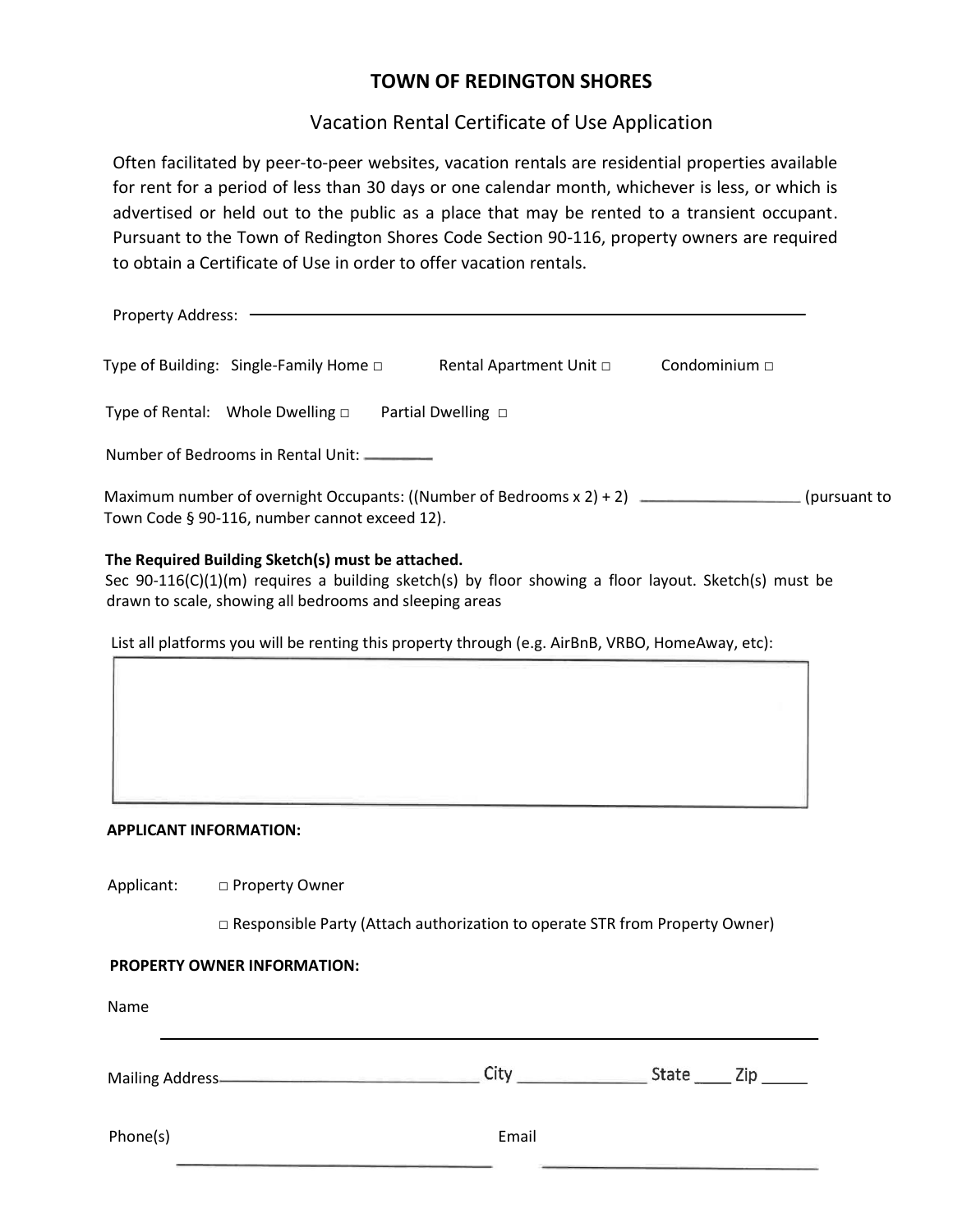# TOWN OF REDINGTON SHORES

## Vacation Rental Certificate of Use Application

Often facilitated by peer-to-peer websites, vacation rentals are residential properties available for rent for a period of less than 30 days or one calendar month, whichever is less, or which is advertised or held out to the public as a place that may be rented to a transient occupant. Pursuant to the Town of Redington Shores Code Section 90-116, property owners are required to obtain a Certificate of Use in order to offer vacation rentals.

Property Address: ___________________________________________

Type of Building: Single-Family Home □ Rental Apartment Unit □ Condominium □

Type of Rental: Whole Dwelling □ Partial Dwelling □

Number of Bedrooms in Rental Unit: ______

Maximum number of overnight Occupants: ((Number of Bedrooms x 2) + 2) ______________ (pursuant to Town Code § 90-116, number cannot exceed 12).

**The Required Building Sketch(s) must be attached.**
Sec 90-116(C)(1)(m) requires a building sketch(s) by floor showing a floor layout. Sketch(s) must be drawn to scale, showing all bedrooms and sleeping areas

List all platforms you will be renting this property through (e.g. AirBnB, VRBO, HomeAway, etc):

**APPLICANT INFORMATION:**

Applicant: □ Property Owner

□ Responsible Party (Attach authorization to operate STR from Property Owner)

**PROPERTY OWNER INFORMATION:**

Name ___________________________________________

Mailing Address__________________________ City ____________ State ____ Zip _____

Phone(s) ______________________ Email ______________________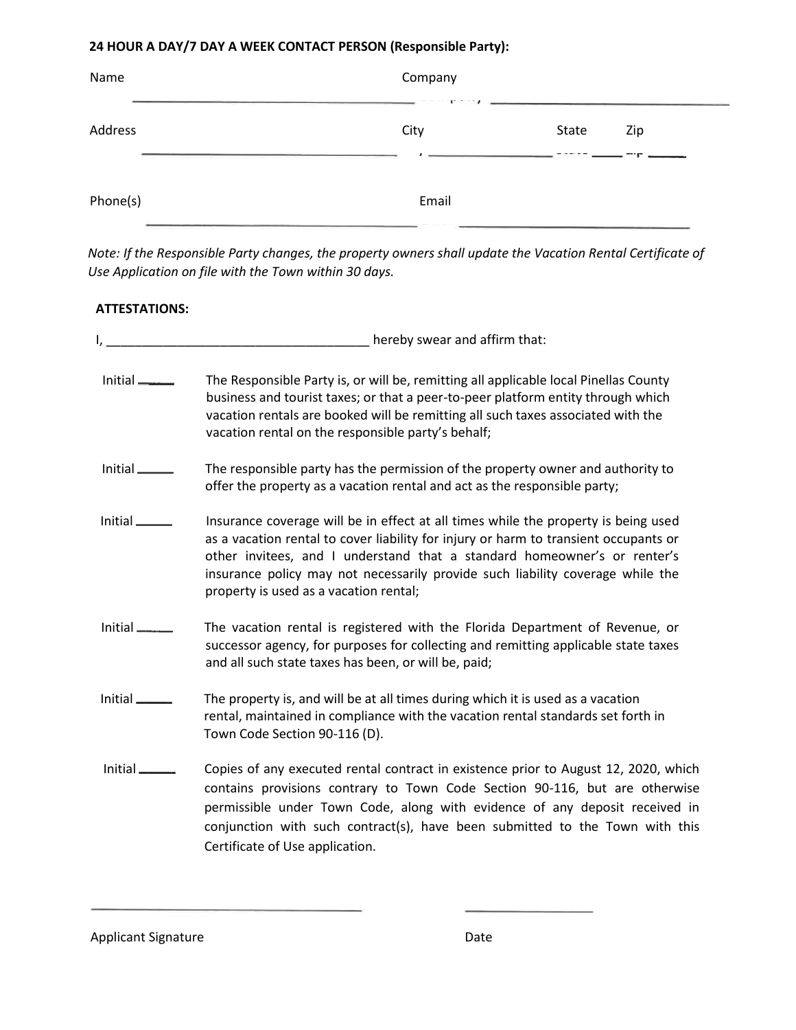**24 HOUR A DAY/7 DAY A WEEK CONTACT PERSON (Responsible Party):**

Name ______________________________ Company ______________________________

Address ______________________________ City ______________ State _____ Zip _____

Phone(s) ______________________________ Email ______________________________

*Note: If the Responsible Party changes, the property owners shall update the Vacation Rental Certificate of Use Application on file with the Town within 30 days.*

**ATTESTATIONS:**

I, _____________________________________ hereby swear and affirm that:

Initial _____ The Responsible Party is, or will be, remitting all applicable local Pinellas County business and tourist taxes; or that a peer-to-peer platform entity through which vacation rentals are booked will be remitting all such taxes associated with the vacation rental on the responsible party's behalf;

Initial _____ The responsible party has the permission of the property owner and authority to offer the property as a vacation rental and act as the responsible party;

Initial _____ Insurance coverage will be in effect at all times while the property is being used as a vacation rental to cover liability for injury or harm to transient occupants or other invitees, and I understand that a standard homeowner's or renter's insurance policy may not necessarily provide such liability coverage while the property is used as a vacation rental;

Initial _____ The vacation rental is registered with the Florida Department of Revenue, or successor agency, for purposes for collecting and remitting applicable state taxes and all such state taxes has been, or will be, paid;

Initial _____ The property is, and will be at all times during which it is used as a vacation rental, maintained in compliance with the vacation rental standards set forth in Town Code Section 90-116 (D).

Initial _____ Copies of any executed rental contract in existence prior to August 12, 2020, which contains provisions contrary to Town Code Section 90-116, but are otherwise permissible under Town Code, along with evidence of any deposit received in conjunction with such contract(s), have been submitted to the Town with this Certificate of Use application.

______________________________ ______________

Applicant Signature Date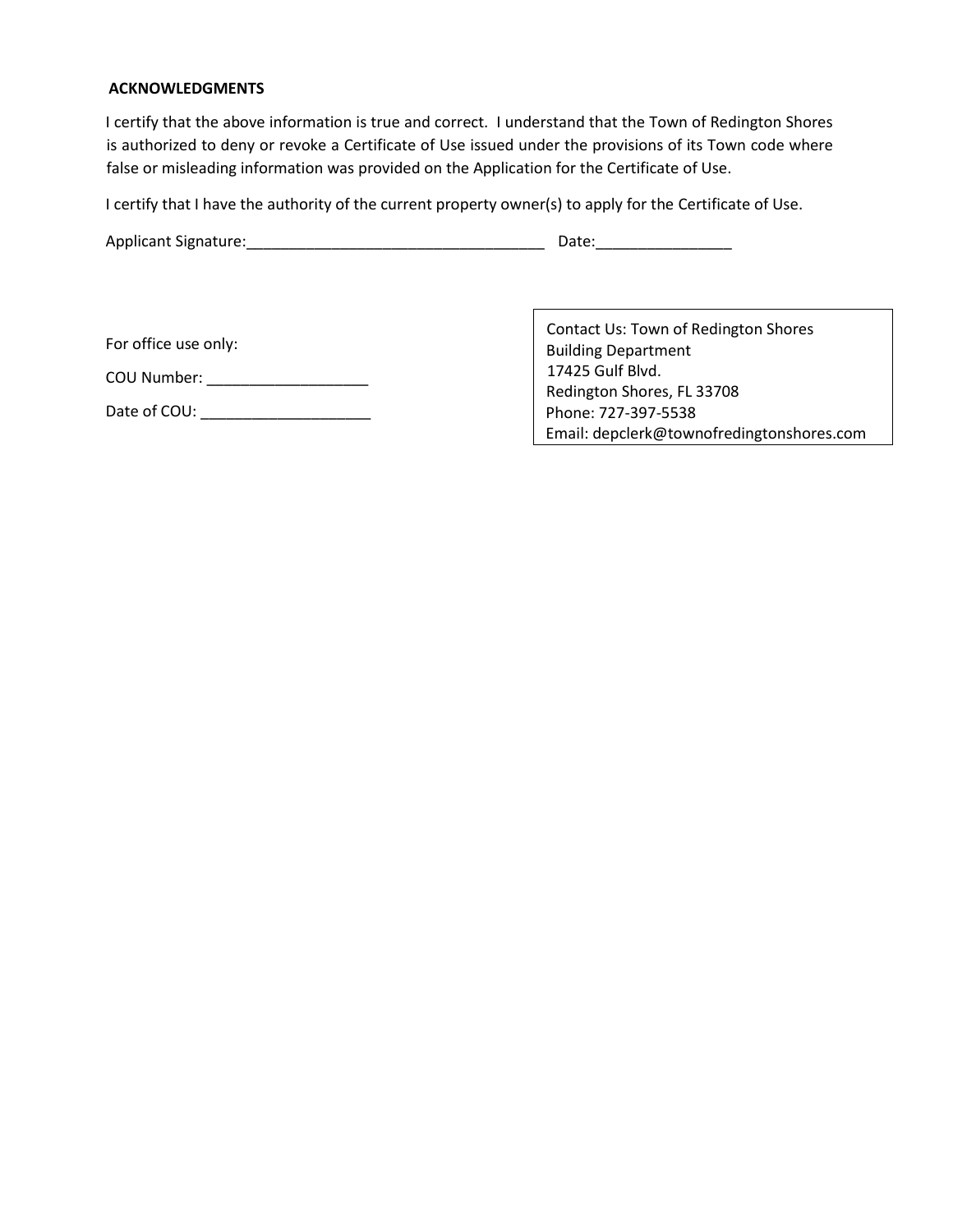**ACKNOWLEDGMENTS**

I certify that the above information is true and correct. I understand that the Town of Redington Shores is authorized to deny or revoke a Certificate of Use issued under the provisions of its Town code where false or misleading information was provided on the Application for the Certificate of Use.

I certify that I have the authority of the current property owner(s) to apply for the Certificate of Use.

Applicant Signature:___________________________________ Date:________________

For office use only:

COU Number: ___________________

Date of COU: ____________________

Contact Us: Town of Redington Shores
Building Department
17425 Gulf Blvd.
Redington Shores, FL 33708
Phone: 727-397-5538
Email: depclerk@townofredingtonshores.com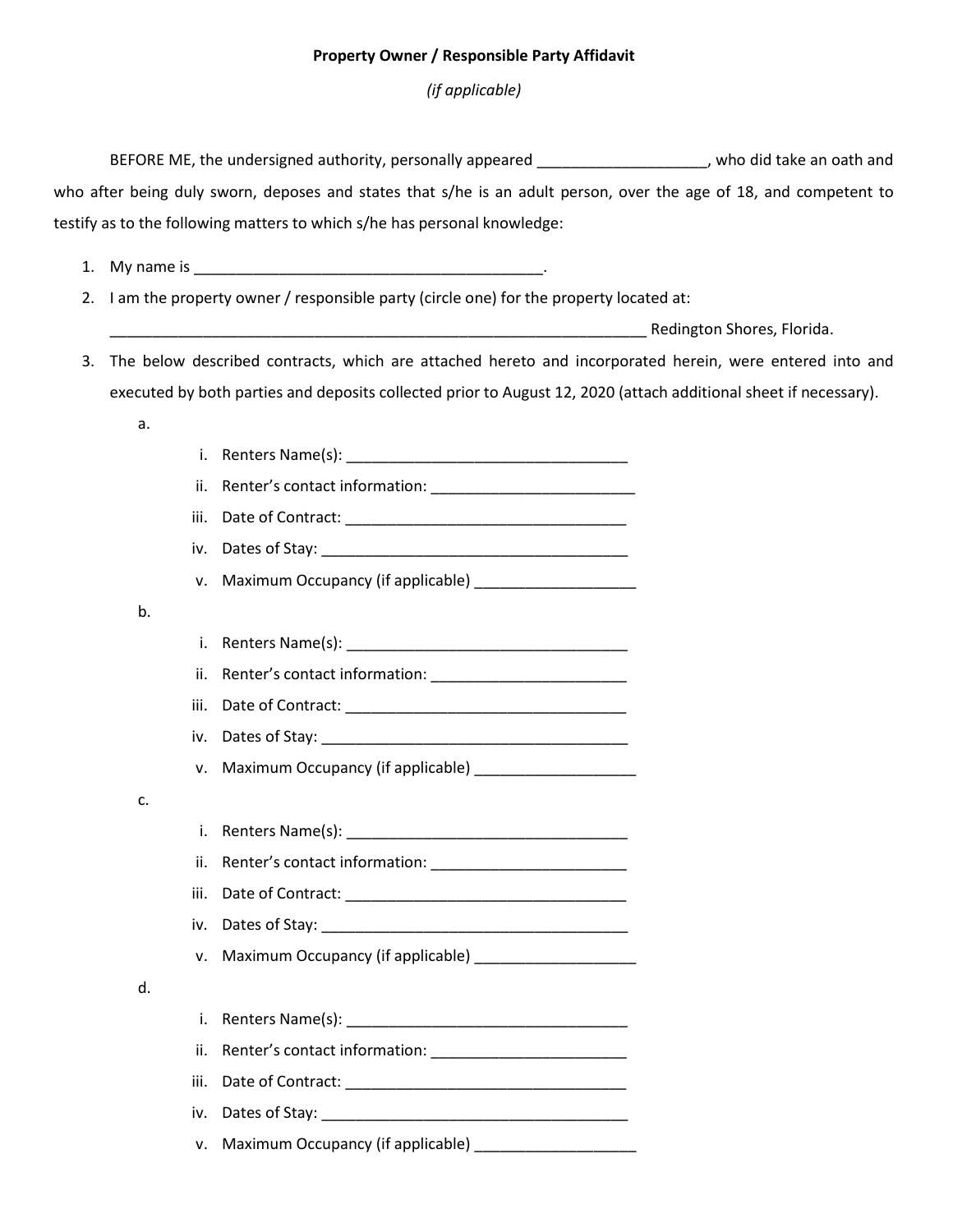**Property Owner / Responsible Party Affidavit**

*(if applicable)*

BEFORE ME, the undersigned authority, personally appeared ____________________, who did take an oath and who after being duly sworn, deposes and states that s/he is an adult person, over the age of 18, and competent to testify as to the following matters to which s/he has personal knowledge:

1. My name is ___________________________________________.
2. I am the property owner / responsible party (circle one) for the property located at:
   ____________________________________________________________________ Redington Shores, Florida.
3. The below described contracts, which are attached hereto and incorporated herein, were entered into and executed by both parties and deposits collected prior to August 12, 2020 (attach additional sheet if necessary).
   a.
      i. Renters Name(s): ___________________________________
      ii. Renter's contact information: _________________________
      iii. Date of Contract: ___________________________________
      iv. Dates of Stay: ______________________________________
      v. Maximum Occupancy (if applicable) ___________________
   b.
      i. Renters Name(s): ___________________________________
      ii. Renter's contact information: _________________________
      iii. Date of Contract: ___________________________________
      iv. Dates of Stay: ______________________________________
      v. Maximum Occupancy (if applicable) ___________________
   c.
      i. Renters Name(s): ___________________________________
      ii. Renter's contact information: _________________________
      iii. Date of Contract: ___________________________________
      iv. Dates of Stay: ______________________________________
      v. Maximum Occupancy (if applicable) ___________________
   d.
      i. Renters Name(s): ___________________________________
      ii. Renter's contact information: _________________________
      iii. Date of Contract: ___________________________________
      iv. Dates of Stay: ______________________________________
      v. Maximum Occupancy (if applicable) ___________________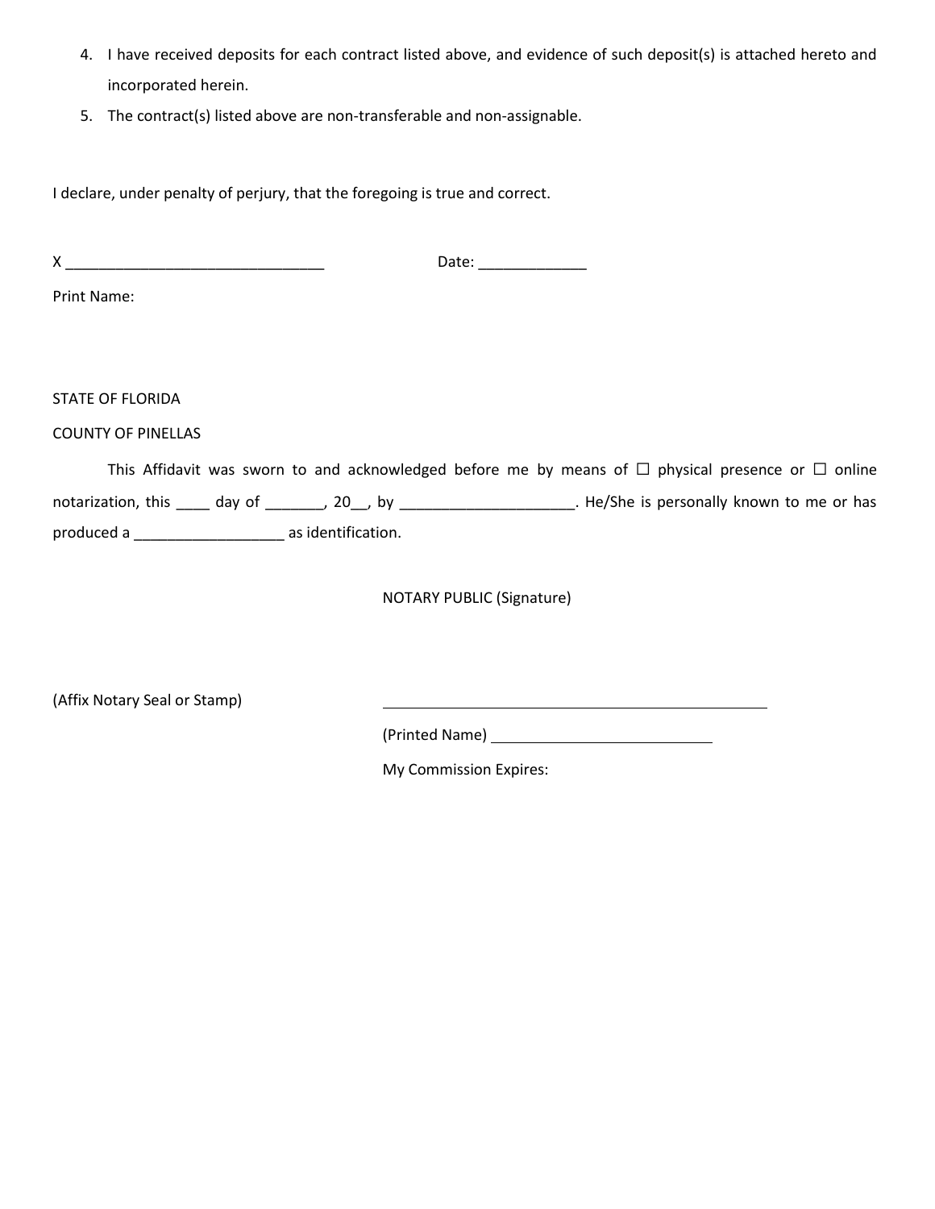4. I have received deposits for each contract listed above, and evidence of such deposit(s) is attached hereto and incorporated herein.
5. The contract(s) listed above are non-transferable and non-assignable.

I declare, under penalty of perjury, that the foregoing is true and correct.

X _______________________________ Date: _____________

Print Name:

STATE OF FLORIDA

COUNTY OF PINELLAS

This Affidavit was sworn to and acknowledged before me by means of ☐ physical presence or ☐ online notarization, this ____ day of _______, 20__, by _____________________. He/She is personally known to me or has produced a __________________ as identification.

NOTARY PUBLIC (Signature)

(Affix Notary Seal or Stamp)

_______________________________________________

(Printed Name) ___________________________

My Commission Expires: